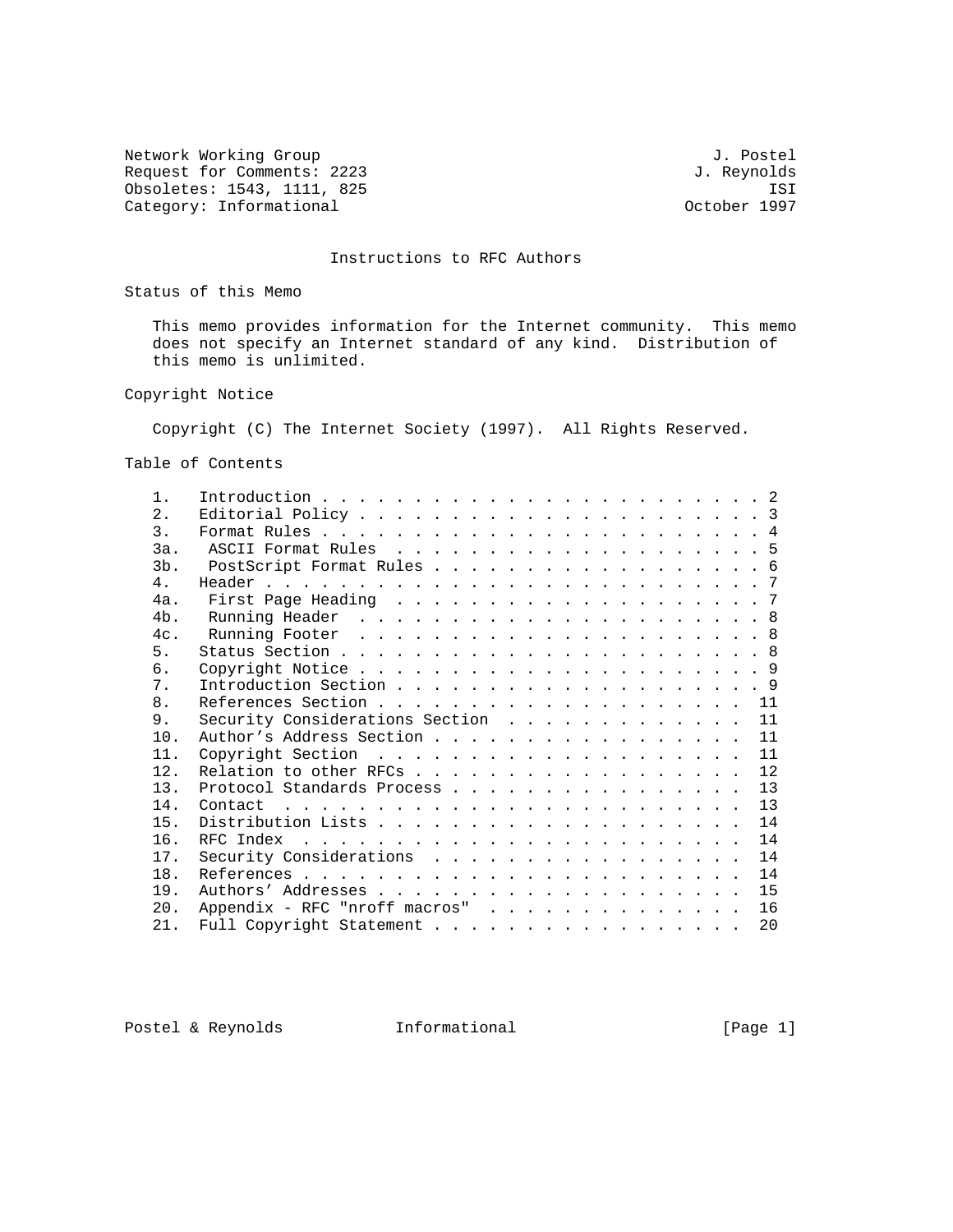Network Working Group J. Postel
Request for Comments: 2223 J. Reynolds
Obsoletes: 1543, 1111, 825 ISI
Category: Informational October 1997

# Instructions to RFC Authors

## Status of this Memo

This memo provides information for the Internet community. This memo does not specify an Internet standard of any kind. Distribution of this memo is unlimited.

## Copyright Notice

Copyright (C) The Internet Society (1997). All Rights Reserved.

## Table of Contents

| | | |
|---|---|---|
| 1. | Introduction | 2 |
| 2. | Editorial Policy | 3 |
| 3. | Format Rules | 4 |
| 3a. | ASCII Format Rules | 5 |
| 3b. | PostScript Format Rules | 6 |
| 4. | Header | 7 |
| 4a. | First Page Heading | 7 |
| 4b. | Running Header | 8 |
| 4c. | Running Footer | 8 |
| 5. | Status Section | 8 |
| 6. | Copyright Notice | 9 |
| 7. | Introduction Section | 9 |
| 8. | References Section | 11 |
| 9. | Security Considerations Section | 11 |
| 10. | Author's Address Section | 11 |
| 11. | Copyright Section | 11 |
| 12. | Relation to other RFCs | 12 |
| 13. | Protocol Standards Process | 13 |
| 14. | Contact | 13 |
| 15. | Distribution Lists | 14 |
| 16. | RFC Index | 14 |
| 17. | Security Considerations | 14 |
| 18. | References | 14 |
| 19. | Authors' Addresses | 15 |
| 20. | Appendix - RFC "nroff macros" | 16 |
| 21. | Full Copyright Statement | 20 |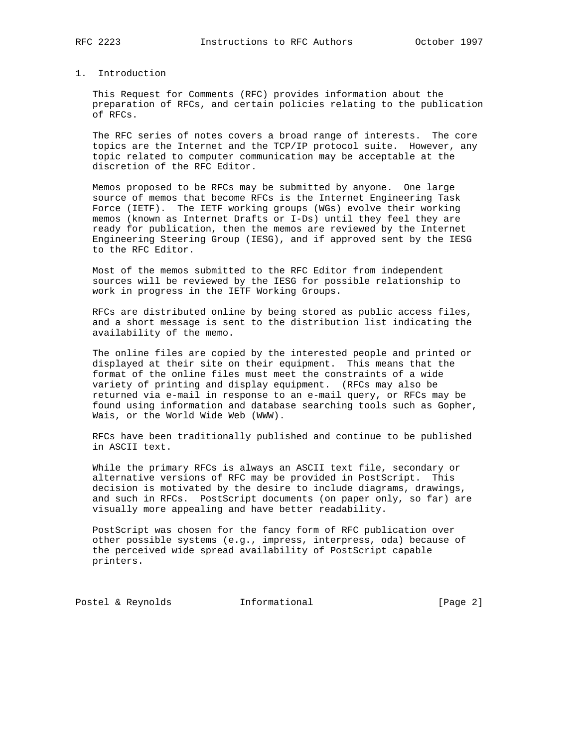# 1. Introduction

This Request for Comments (RFC) provides information about the preparation of RFCs, and certain policies relating to the publication of RFCs.

The RFC series of notes covers a broad range of interests. The core topics are the Internet and the TCP/IP protocol suite. However, any topic related to computer communication may be acceptable at the discretion of the RFC Editor.

Memos proposed to be RFCs may be submitted by anyone. One large source of memos that become RFCs is the Internet Engineering Task Force (IETF). The IETF working groups (WGs) evolve their working memos (known as Internet Drafts or I-Ds) until they feel they are ready for publication, then the memos are reviewed by the Internet Engineering Steering Group (IESG), and if approved sent by the IESG to the RFC Editor.

Most of the memos submitted to the RFC Editor from independent sources will be reviewed by the IESG for possible relationship to work in progress in the IETF Working Groups.

RFCs are distributed online by being stored as public access files, and a short message is sent to the distribution list indicating the availability of the memo.

The online files are copied by the interested people and printed or displayed at their site on their equipment. This means that the format of the online files must meet the constraints of a wide variety of printing and display equipment. (RFCs may also be returned via e-mail in response to an e-mail query, or RFCs may be found using information and database searching tools such as Gopher, Wais, or the World Wide Web (WWW).

RFCs have been traditionally published and continue to be published in ASCII text.

While the primary RFCs is always an ASCII text file, secondary or alternative versions of RFC may be provided in PostScript. This decision is motivated by the desire to include diagrams, drawings, and such in RFCs. PostScript documents (on paper only, so far) are visually more appealing and have better readability.

PostScript was chosen for the fancy form of RFC publication over other possible systems (e.g., impress, interpress, oda) because of the perceived wide spread availability of PostScript capable printers.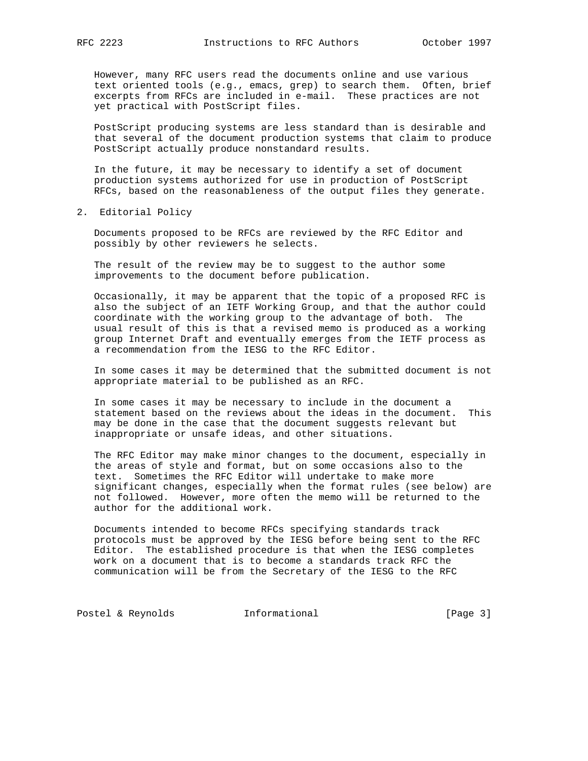However, many RFC users read the documents online and use various text oriented tools (e.g., emacs, grep) to search them. Often, brief excerpts from RFCs are included in e-mail. These practices are not yet practical with PostScript files.

PostScript producing systems are less standard than is desirable and that several of the document production systems that claim to produce PostScript actually produce nonstandard results.

In the future, it may be necessary to identify a set of document production systems authorized for use in production of PostScript RFCs, based on the reasonableness of the output files they generate.

## 2. Editorial Policy

Documents proposed to be RFCs are reviewed by the RFC Editor and possibly by other reviewers he selects.

The result of the review may be to suggest to the author some improvements to the document before publication.

Occasionally, it may be apparent that the topic of a proposed RFC is also the subject of an IETF Working Group, and that the author could coordinate with the working group to the advantage of both. The usual result of this is that a revised memo is produced as a working group Internet Draft and eventually emerges from the IETF process as a recommendation from the IESG to the RFC Editor.

In some cases it may be determined that the submitted document is not appropriate material to be published as an RFC.

In some cases it may be necessary to include in the document a statement based on the reviews about the ideas in the document. This may be done in the case that the document suggests relevant but inappropriate or unsafe ideas, and other situations.

The RFC Editor may make minor changes to the document, especially in the areas of style and format, but on some occasions also to the text. Sometimes the RFC Editor will undertake to make more significant changes, especially when the format rules (see below) are not followed. However, more often the memo will be returned to the author for the additional work.

Documents intended to become RFCs specifying standards track protocols must be approved by the IESG before being sent to the RFC Editor. The established procedure is that when the IESG completes work on a document that is to become a standards track RFC the communication will be from the Secretary of the IESG to the RFC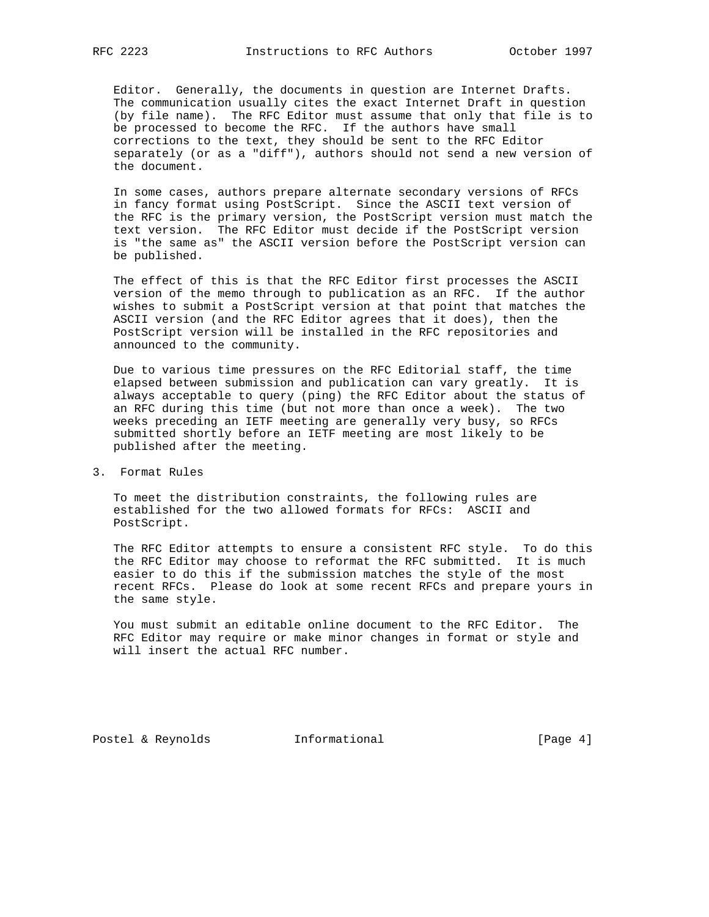Editor. Generally, the documents in question are Internet Drafts. The communication usually cites the exact Internet Draft in question (by file name). The RFC Editor must assume that only that file is to be processed to become the RFC. If the authors have small corrections to the text, they should be sent to the RFC Editor separately (or as a "diff"), authors should not send a new version of the document.

In some cases, authors prepare alternate secondary versions of RFCs in fancy format using PostScript. Since the ASCII text version of the RFC is the primary version, the PostScript version must match the text version. The RFC Editor must decide if the PostScript version is "the same as" the ASCII version before the PostScript version can be published.

The effect of this is that the RFC Editor first processes the ASCII version of the memo through to publication as an RFC. If the author wishes to submit a PostScript version at that point that matches the ASCII version (and the RFC Editor agrees that it does), then the PostScript version will be installed in the RFC repositories and announced to the community.

Due to various time pressures on the RFC Editorial staff, the time elapsed between submission and publication can vary greatly. It is always acceptable to query (ping) the RFC Editor about the status of an RFC during this time (but not more than once a week). The two weeks preceding an IETF meeting are generally very busy, so RFCs submitted shortly before an IETF meeting are most likely to be published after the meeting.

## 3. Format Rules

To meet the distribution constraints, the following rules are established for the two allowed formats for RFCs: ASCII and PostScript.

The RFC Editor attempts to ensure a consistent RFC style. To do this the RFC Editor may choose to reformat the RFC submitted. It is much easier to do this if the submission matches the style of the most recent RFCs. Please do look at some recent RFCs and prepare yours in the same style.

You must submit an editable online document to the RFC Editor. The RFC Editor may require or make minor changes in format or style and will insert the actual RFC number.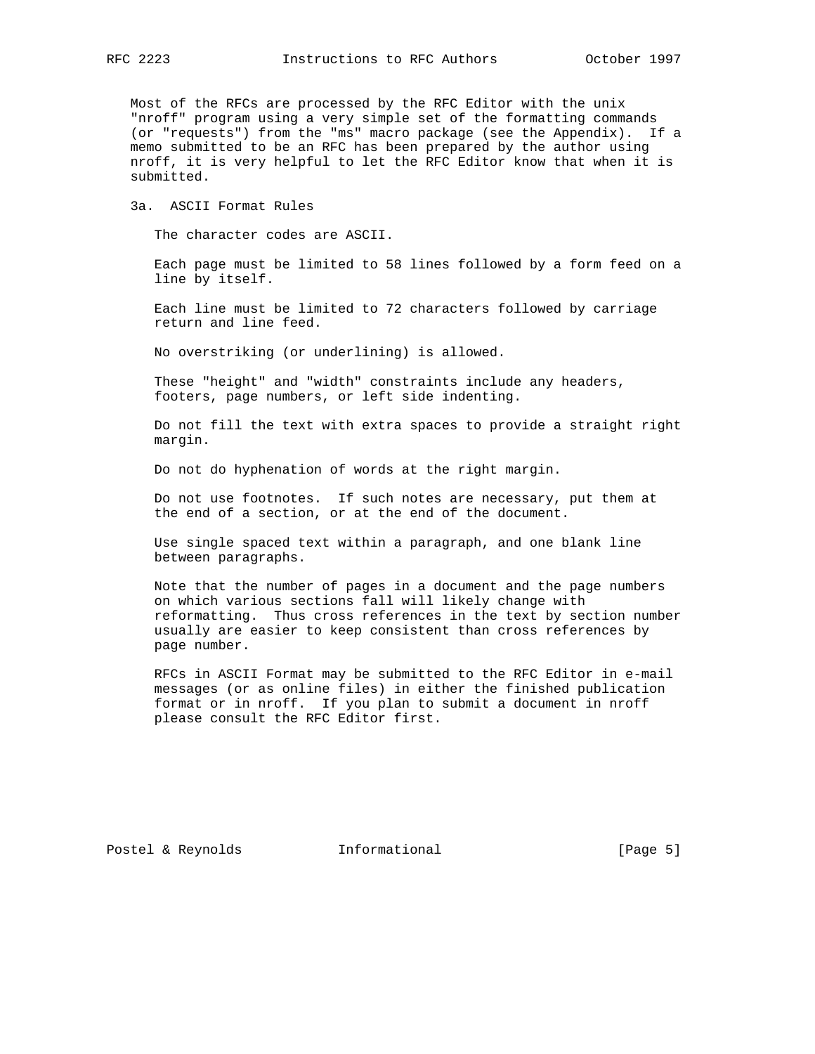Most of the RFCs are processed by the RFC Editor with the unix "nroff" program using a very simple set of the formatting commands (or "requests") from the "ms" macro package (see the Appendix). If a memo submitted to be an RFC has been prepared by the author using nroff, it is very helpful to let the RFC Editor know that when it is submitted.

## 3a. ASCII Format Rules

The character codes are ASCII.

Each page must be limited to 58 lines followed by a form feed on a line by itself.

Each line must be limited to 72 characters followed by carriage return and line feed.

No overstriking (or underlining) is allowed.

These "height" and "width" constraints include any headers, footers, page numbers, or left side indenting.

Do not fill the text with extra spaces to provide a straight right margin.

Do not do hyphenation of words at the right margin.

Do not use footnotes. If such notes are necessary, put them at the end of a section, or at the end of the document.

Use single spaced text within a paragraph, and one blank line between paragraphs.

Note that the number of pages in a document and the page numbers on which various sections fall will likely change with reformatting. Thus cross references in the text by section number usually are easier to keep consistent than cross references by page number.

RFCs in ASCII Format may be submitted to the RFC Editor in e-mail messages (or as online files) in either the finished publication format or in nroff. If you plan to submit a document in nroff please consult the RFC Editor first.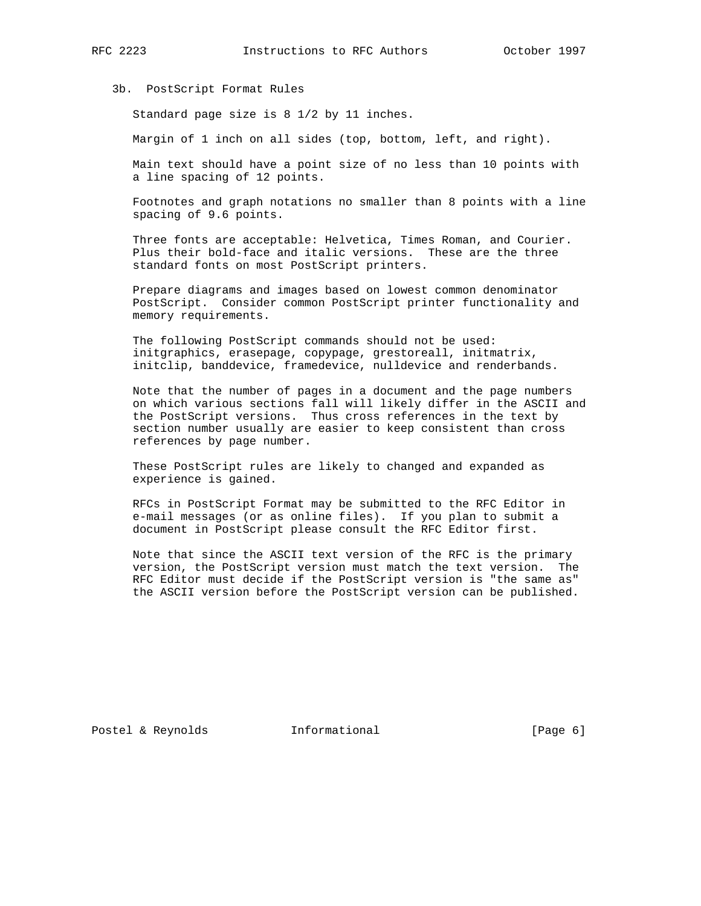## 3b. PostScript Format Rules

Standard page size is 8 1/2 by 11 inches.

Margin of 1 inch on all sides (top, bottom, left, and right).

Main text should have a point size of no less than 10 points with a line spacing of 12 points.

Footnotes and graph notations no smaller than 8 points with a line spacing of 9.6 points.

Three fonts are acceptable: Helvetica, Times Roman, and Courier. Plus their bold-face and italic versions. These are the three standard fonts on most PostScript printers.

Prepare diagrams and images based on lowest common denominator PostScript. Consider common PostScript printer functionality and memory requirements.

The following PostScript commands should not be used: initgraphics, erasepage, copypage, grestoreall, initmatrix, initclip, banddevice, framedevice, nulldevice and renderbands.

Note that the number of pages in a document and the page numbers on which various sections fall will likely differ in the ASCII and the PostScript versions. Thus cross references in the text by section number usually are easier to keep consistent than cross references by page number.

These PostScript rules are likely to changed and expanded as experience is gained.

RFCs in PostScript Format may be submitted to the RFC Editor in e-mail messages (or as online files). If you plan to submit a document in PostScript please consult the RFC Editor first.

Note that since the ASCII text version of the RFC is the primary version, the PostScript version must match the text version. The RFC Editor must decide if the PostScript version is "the same as" the ASCII version before the PostScript version can be published.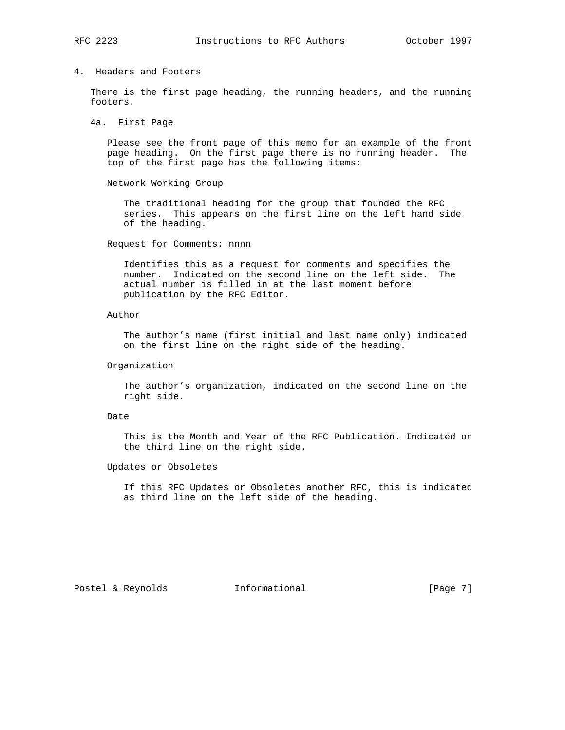## 4. Headers and Footers

There is the first page heading, the running headers, and the running footers.

### 4a. First Page

Please see the front page of this memo for an example of the front page heading. On the first page there is no running header. The top of the first page has the following items:

Network Working Group

The traditional heading for the group that founded the RFC series. This appears on the first line on the left hand side of the heading.

Request for Comments: nnnn

Identifies this as a request for comments and specifies the number. Indicated on the second line on the left side. The actual number is filled in at the last moment before publication by the RFC Editor.

Author

The author's name (first initial and last name only) indicated on the first line on the right side of the heading.

Organization

The author's organization, indicated on the second line on the right side.

Date

This is the Month and Year of the RFC Publication. Indicated on the third line on the right side.

Updates or Obsoletes

If this RFC Updates or Obsoletes another RFC, this is indicated as third line on the left side of the heading.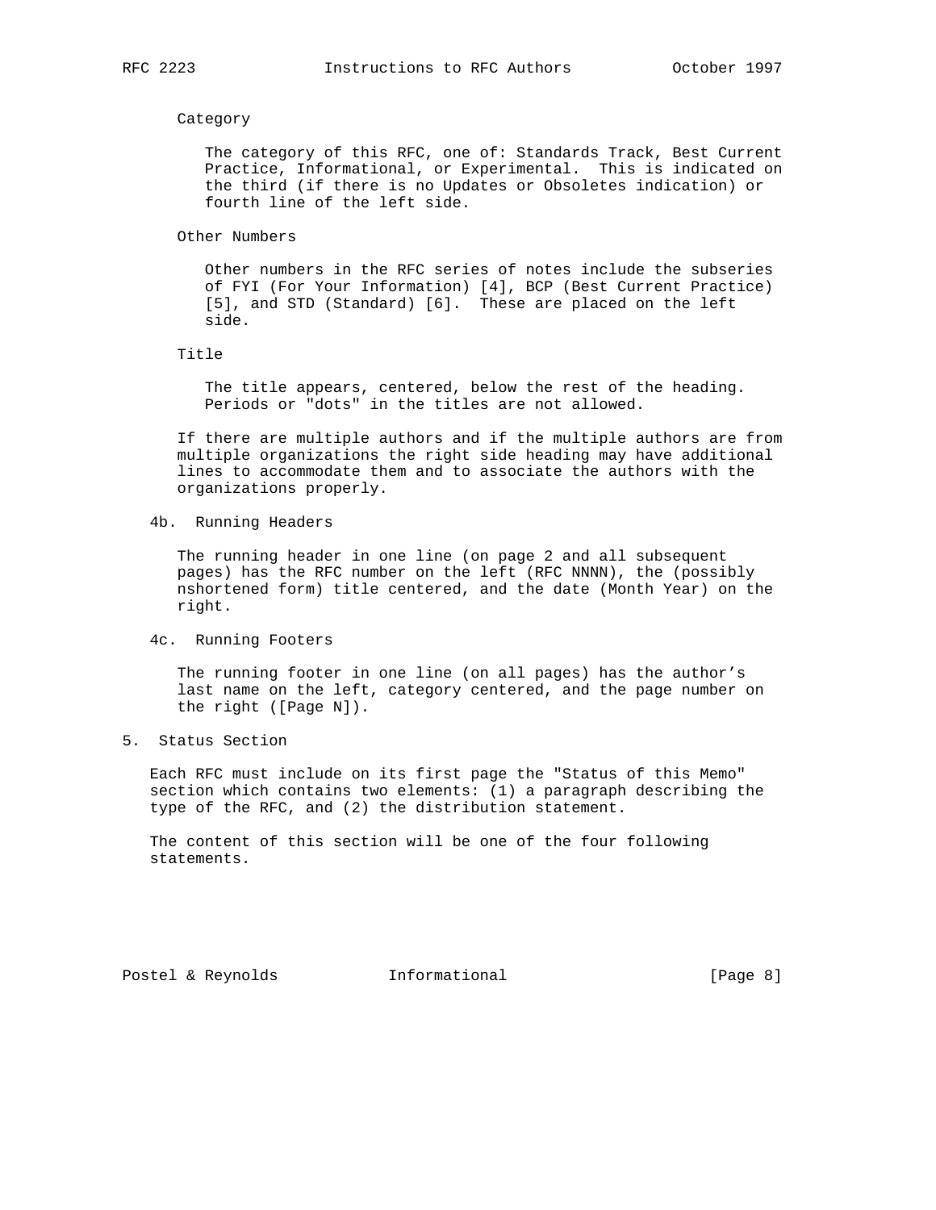Category

The category of this RFC, one of: Standards Track, Best Current Practice, Informational, or Experimental. This is indicated on the third (if there is no Updates or Obsoletes indication) or fourth line of the left side.

Other Numbers

Other numbers in the RFC series of notes include the subseries of FYI (For Your Information) [4], BCP (Best Current Practice) [5], and STD (Standard) [6]. These are placed on the left side.

Title

The title appears, centered, below the rest of the heading. Periods or "dots" in the titles are not allowed.

If there are multiple authors and if the multiple authors are from multiple organizations the right side heading may have additional lines to accommodate them and to associate the authors with the organizations properly.

### 4b. Running Headers

The running header in one line (on page 2 and all subsequent pages) has the RFC number on the left (RFC NNNN), the (possibly nshortened form) title centered, and the date (Month Year) on the right.

### 4c. Running Footers

The running footer in one line (on all pages) has the author's last name on the left, category centered, and the page number on the right ([Page N]).

## 5. Status Section

Each RFC must include on its first page the "Status of this Memo" section which contains two elements: (1) a paragraph describing the type of the RFC, and (2) the distribution statement.

The content of this section will be one of the four following statements.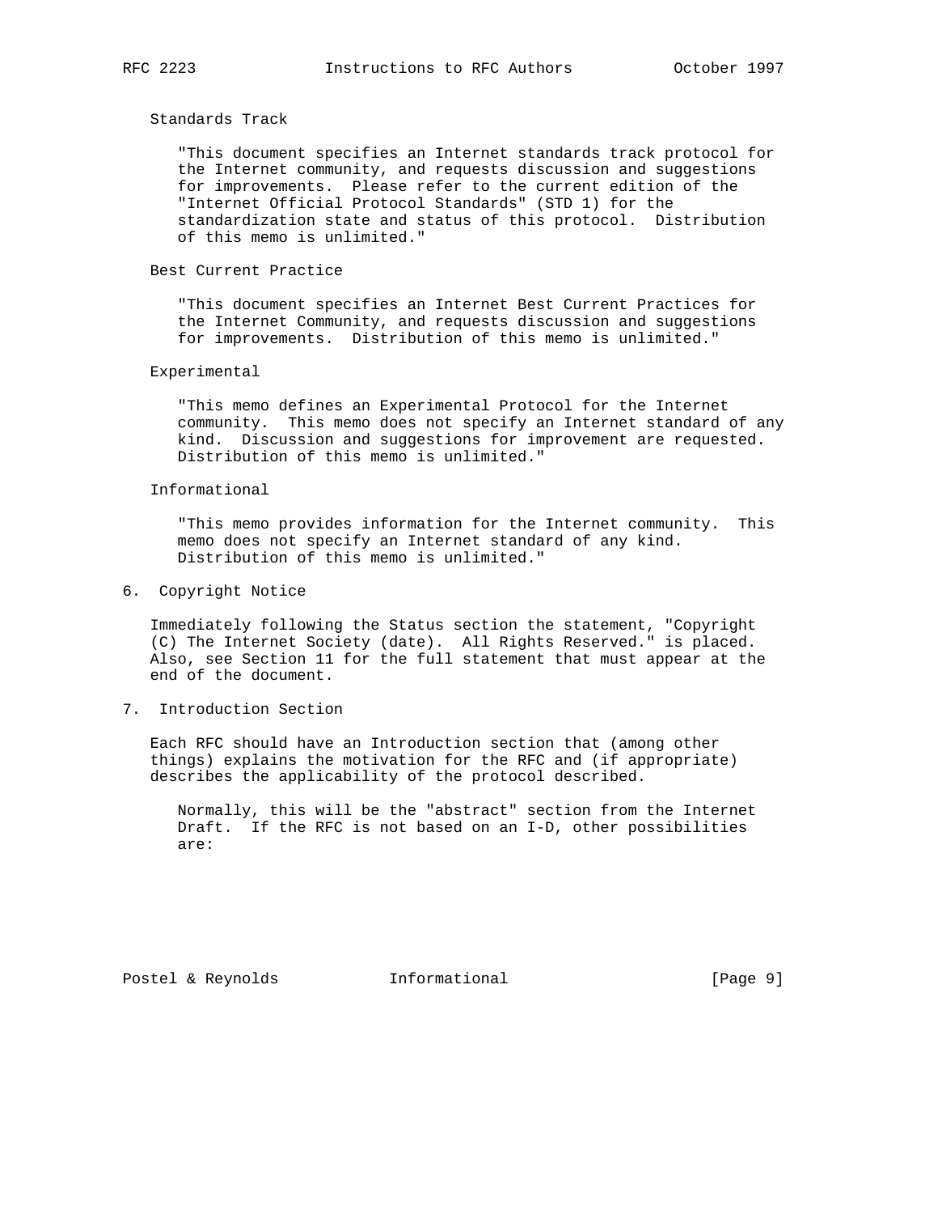Standards Track

> "This document specifies an Internet standards track protocol for the Internet community, and requests discussion and suggestions for improvements. Please refer to the current edition of the "Internet Official Protocol Standards" (STD 1) for the standardization state and status of this protocol. Distribution of this memo is unlimited."

Best Current Practice

> "This document specifies an Internet Best Current Practices for the Internet Community, and requests discussion and suggestions for improvements. Distribution of this memo is unlimited."

Experimental

> "This memo defines an Experimental Protocol for the Internet community. This memo does not specify an Internet standard of any kind. Discussion and suggestions for improvement are requested. Distribution of this memo is unlimited."

Informational

> "This memo provides information for the Internet community. This memo does not specify an Internet standard of any kind. Distribution of this memo is unlimited."

## 6. Copyright Notice

Immediately following the Status section the statement, "Copyright (C) The Internet Society (date). All Rights Reserved." is placed. Also, see Section 11 for the full statement that must appear at the end of the document.

## 7. Introduction Section

Each RFC should have an Introduction section that (among other things) explains the motivation for the RFC and (if appropriate) describes the applicability of the protocol described.

> Normally, this will be the "abstract" section from the Internet Draft. If the RFC is not based on an I-D, other possibilities are: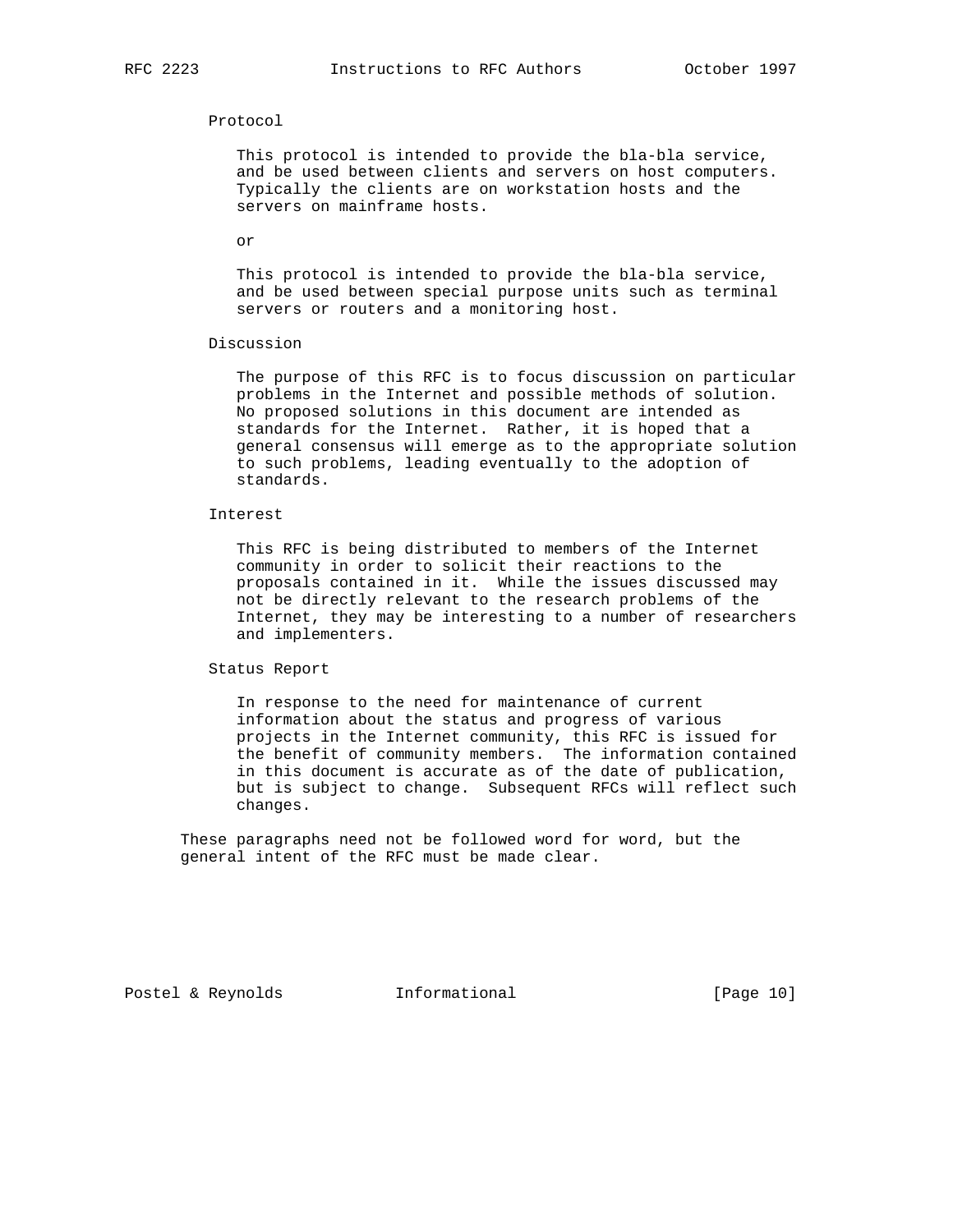Protocol

This protocol is intended to provide the bla-bla service, and be used between clients and servers on host computers. Typically the clients are on workstation hosts and the servers on mainframe hosts.

or

This protocol is intended to provide the bla-bla service, and be used between special purpose units such as terminal servers or routers and a monitoring host.

Discussion

The purpose of this RFC is to focus discussion on particular problems in the Internet and possible methods of solution. No proposed solutions in this document are intended as standards for the Internet. Rather, it is hoped that a general consensus will emerge as to the appropriate solution to such problems, leading eventually to the adoption of standards.

Interest

This RFC is being distributed to members of the Internet community in order to solicit their reactions to the proposals contained in it. While the issues discussed may not be directly relevant to the research problems of the Internet, they may be interesting to a number of researchers and implementers.

Status Report

In response to the need for maintenance of current information about the status and progress of various projects in the Internet community, this RFC is issued for the benefit of community members. The information contained in this document is accurate as of the date of publication, but is subject to change. Subsequent RFCs will reflect such changes.

These paragraphs need not be followed word for word, but the general intent of the RFC must be made clear.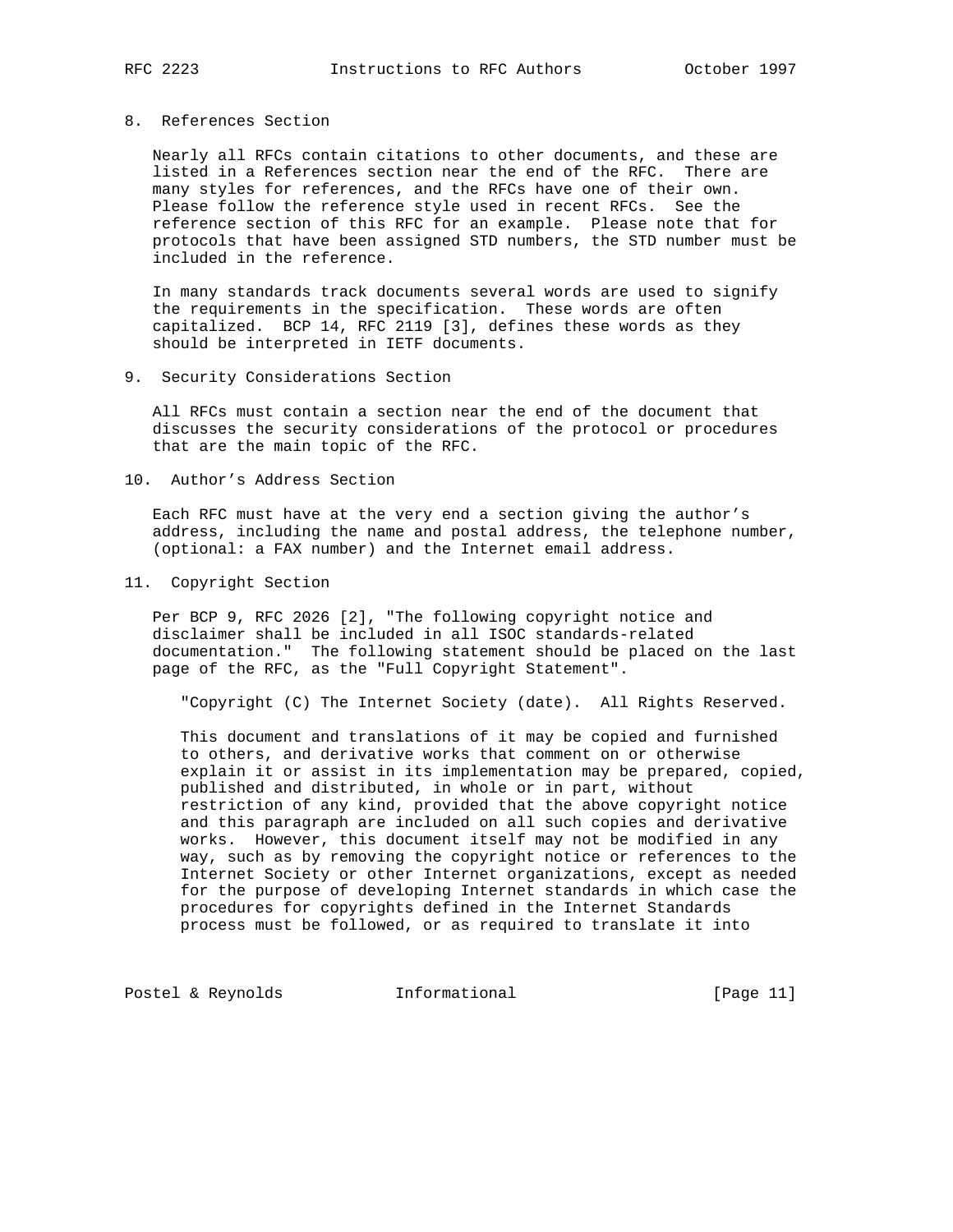## 8. References Section

Nearly all RFCs contain citations to other documents, and these are listed in a References section near the end of the RFC. There are many styles for references, and the RFCs have one of their own. Please follow the reference style used in recent RFCs. See the reference section of this RFC for an example. Please note that for protocols that have been assigned STD numbers, the STD number must be included in the reference.

In many standards track documents several words are used to signify the requirements in the specification. These words are often capitalized. BCP 14, RFC 2119 [3], defines these words as they should be interpreted in IETF documents.

## 9. Security Considerations Section

All RFCs must contain a section near the end of the document that discusses the security considerations of the protocol or procedures that are the main topic of the RFC.

## 10. Author's Address Section

Each RFC must have at the very end a section giving the author's address, including the name and postal address, the telephone number, (optional: a FAX number) and the Internet email address.

## 11. Copyright Section

Per BCP 9, RFC 2026 [2], "The following copyright notice and disclaimer shall be included in all ISOC standards-related documentation." The following statement should be placed on the last page of the RFC, as the "Full Copyright Statement".

> "Copyright (C) The Internet Society (date). All Rights Reserved.
>
> This document and translations of it may be copied and furnished to others, and derivative works that comment on or otherwise explain it or assist in its implementation may be prepared, copied, published and distributed, in whole or in part, without restriction of any kind, provided that the above copyright notice and this paragraph are included on all such copies and derivative works. However, this document itself may not be modified in any way, such as by removing the copyright notice or references to the Internet Society or other Internet organizations, except as needed for the purpose of developing Internet standards in which case the procedures for copyrights defined in the Internet Standards process must be followed, or as required to translate it into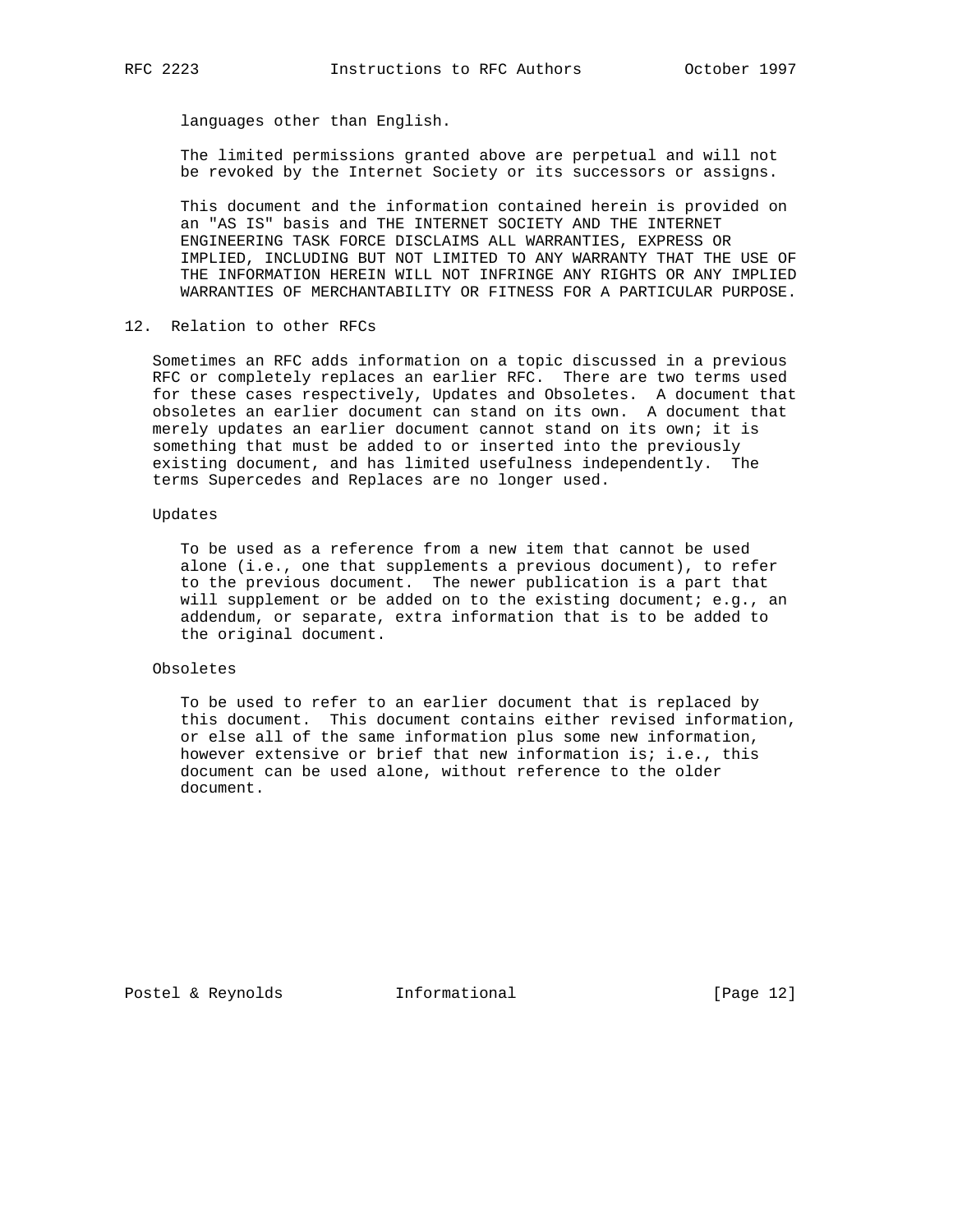languages other than English.

The limited permissions granted above are perpetual and will not be revoked by the Internet Society or its successors or assigns.

This document and the information contained herein is provided on an "AS IS" basis and THE INTERNET SOCIETY AND THE INTERNET ENGINEERING TASK FORCE DISCLAIMS ALL WARRANTIES, EXPRESS OR IMPLIED, INCLUDING BUT NOT LIMITED TO ANY WARRANTY THAT THE USE OF THE INFORMATION HEREIN WILL NOT INFRINGE ANY RIGHTS OR ANY IMPLIED WARRANTIES OF MERCHANTABILITY OR FITNESS FOR A PARTICULAR PURPOSE.

## 12. Relation to other RFCs

Sometimes an RFC adds information on a topic discussed in a previous RFC or completely replaces an earlier RFC. There are two terms used for these cases respectively, Updates and Obsoletes. A document that obsoletes an earlier document can stand on its own. A document that merely updates an earlier document cannot stand on its own; it is something that must be added to or inserted into the previously existing document, and has limited usefulness independently. The terms Supercedes and Replaces are no longer used.

Updates

To be used as a reference from a new item that cannot be used alone (i.e., one that supplements a previous document), to refer to the previous document. The newer publication is a part that will supplement or be added on to the existing document; e.g., an addendum, or separate, extra information that is to be added to the original document.

Obsoletes

To be used to refer to an earlier document that is replaced by this document. This document contains either revised information, or else all of the same information plus some new information, however extensive or brief that new information is; i.e., this document can be used alone, without reference to the older document.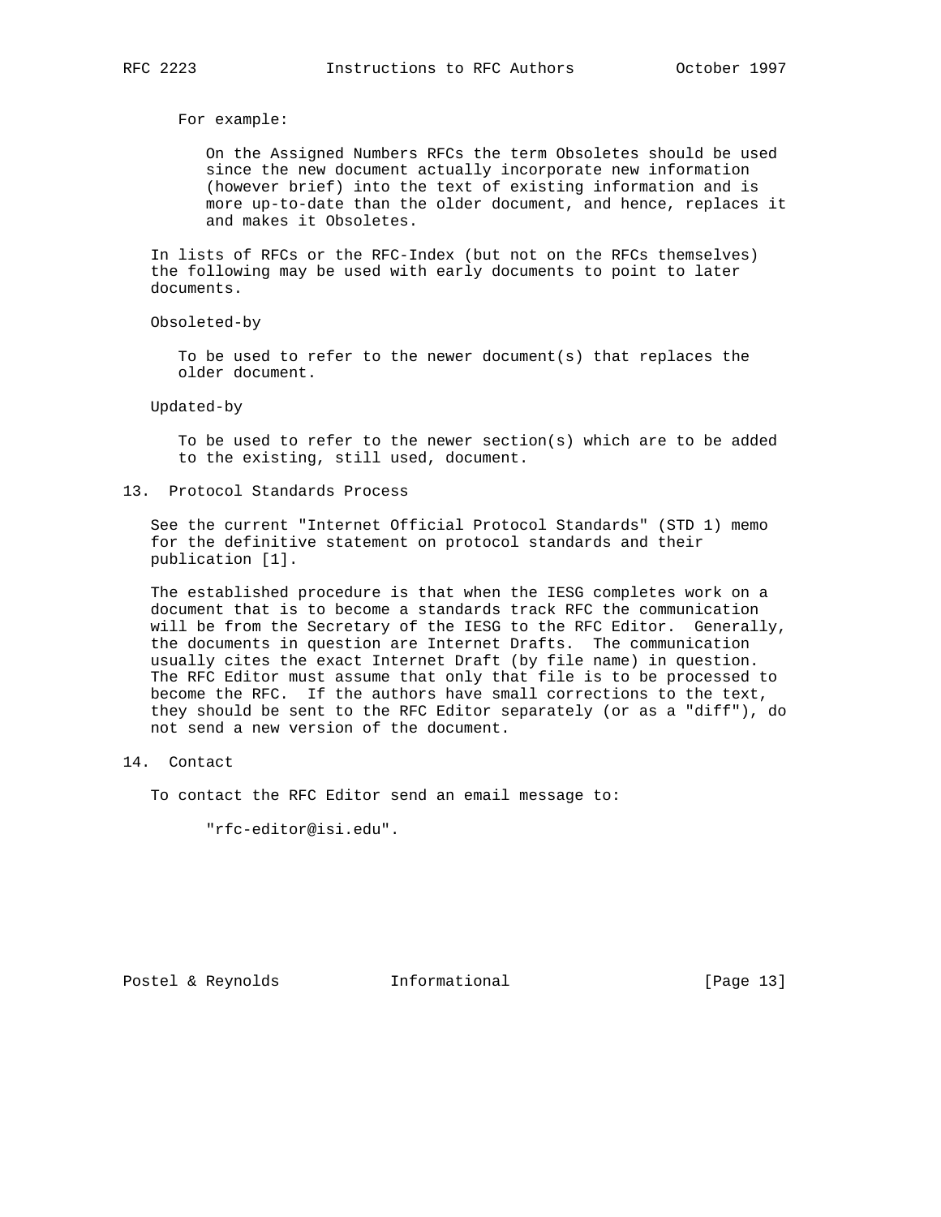For example:

On the Assigned Numbers RFCs the term Obsoletes should be used since the new document actually incorporate new information (however brief) into the text of existing information and is more up-to-date than the older document, and hence, replaces it and makes it Obsoletes.

In lists of RFCs or the RFC-Index (but not on the RFCs themselves) the following may be used with early documents to point to later documents.

Obsoleted-by

To be used to refer to the newer document(s) that replaces the older document.

Updated-by

To be used to refer to the newer section(s) which are to be added to the existing, still used, document.

## 13. Protocol Standards Process

See the current "Internet Official Protocol Standards" (STD 1) memo for the definitive statement on protocol standards and their publication [1].

The established procedure is that when the IESG completes work on a document that is to become a standards track RFC the communication will be from the Secretary of the IESG to the RFC Editor. Generally, the documents in question are Internet Drafts. The communication usually cites the exact Internet Draft (by file name) in question. The RFC Editor must assume that only that file is to be processed to become the RFC. If the authors have small corrections to the text, they should be sent to the RFC Editor separately (or as a "diff"), do not send a new version of the document.

## 14. Contact

To contact the RFC Editor send an email message to:

"rfc-editor@isi.edu".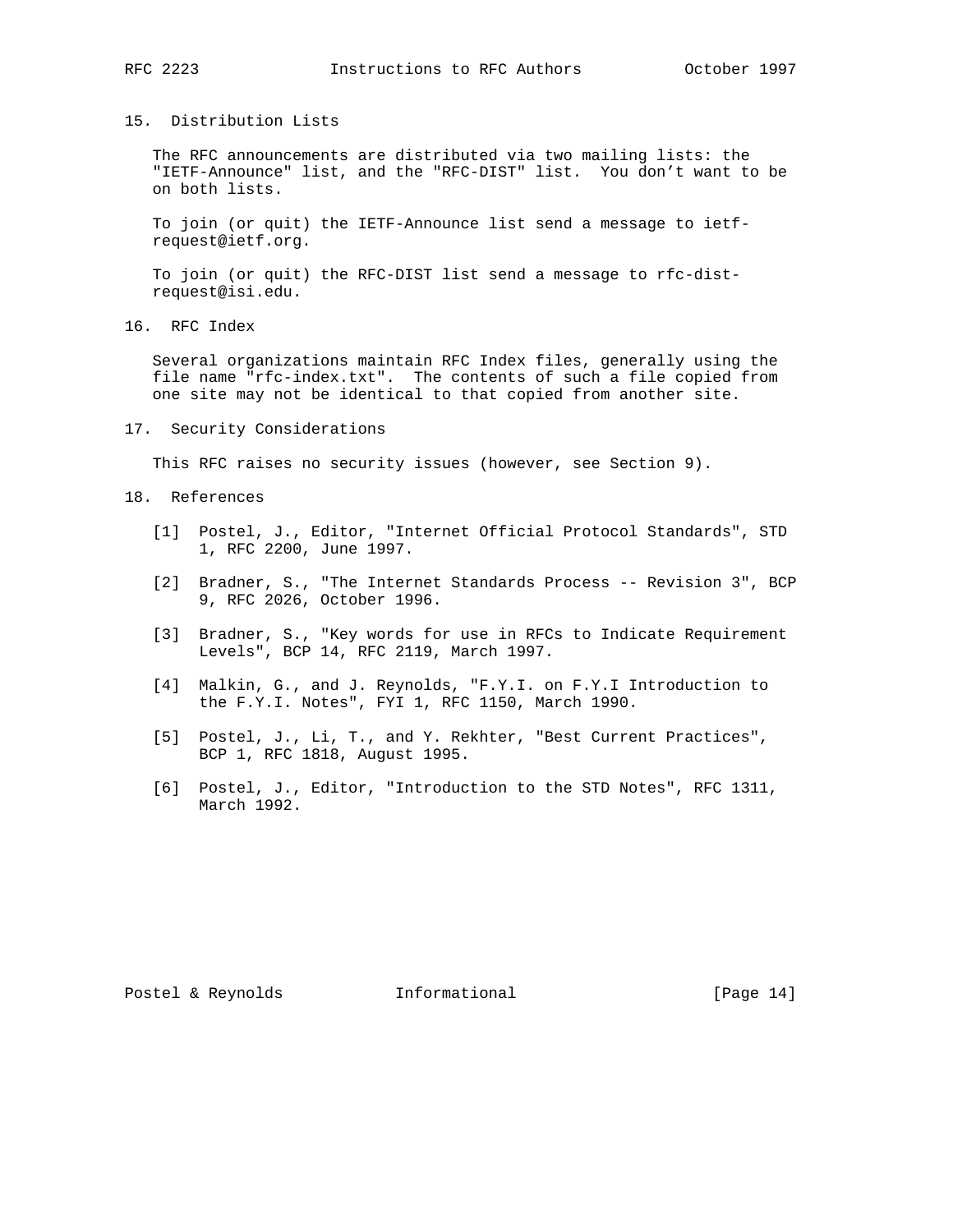## 15. Distribution Lists

The RFC announcements are distributed via two mailing lists: the "IETF-Announce" list, and the "RFC-DIST" list. You don't want to be on both lists.

To join (or quit) the IETF-Announce list send a message to ietf-request@ietf.org.

To join (or quit) the RFC-DIST list send a message to rfc-dist-request@isi.edu.

## 16. RFC Index

Several organizations maintain RFC Index files, generally using the file name "rfc-index.txt". The contents of such a file copied from one site may not be identical to that copied from another site.

## 17. Security Considerations

This RFC raises no security issues (however, see Section 9).

## 18. References

[1] Postel, J., Editor, "Internet Official Protocol Standards", STD 1, RFC 2200, June 1997.

[2] Bradner, S., "The Internet Standards Process -- Revision 3", BCP 9, RFC 2026, October 1996.

[3] Bradner, S., "Key words for use in RFCs to Indicate Requirement Levels", BCP 14, RFC 2119, March 1997.

[4] Malkin, G., and J. Reynolds, "F.Y.I. on F.Y.I Introduction to the F.Y.I. Notes", FYI 1, RFC 1150, March 1990.

[5] Postel, J., Li, T., and Y. Rekhter, "Best Current Practices", BCP 1, RFC 1818, August 1995.

[6] Postel, J., Editor, "Introduction to the STD Notes", RFC 1311, March 1992.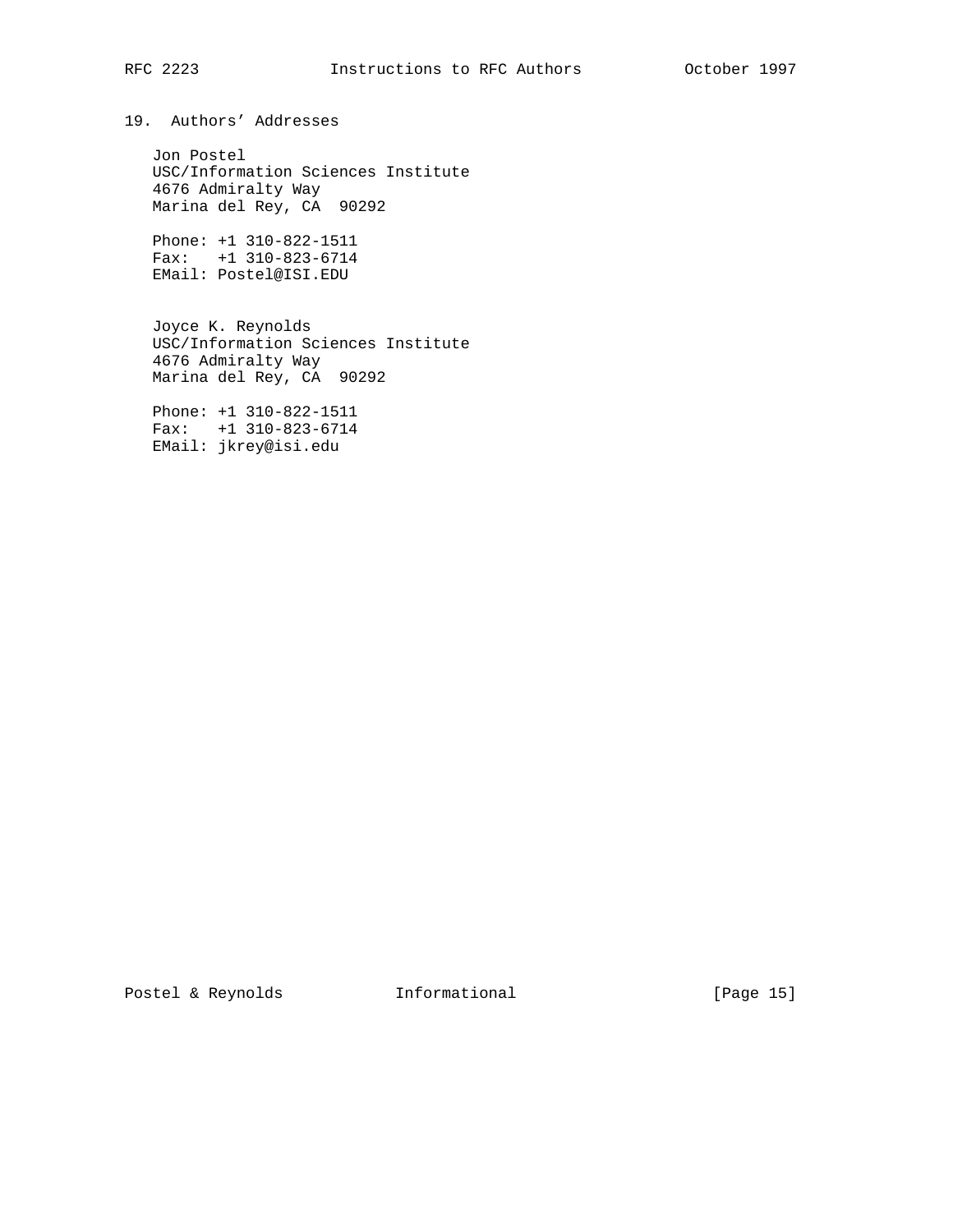## 19. Authors' Addresses

Jon Postel
USC/Information Sciences Institute
4676 Admiralty Way
Marina del Rey, CA  90292

Phone: +1 310-822-1511
Fax:   +1 310-823-6714
EMail: Postel@ISI.EDU

Joyce K. Reynolds
USC/Information Sciences Institute
4676 Admiralty Way
Marina del Rey, CA  90292

Phone: +1 310-822-1511
Fax:   +1 310-823-6714
EMail: jkrey@isi.edu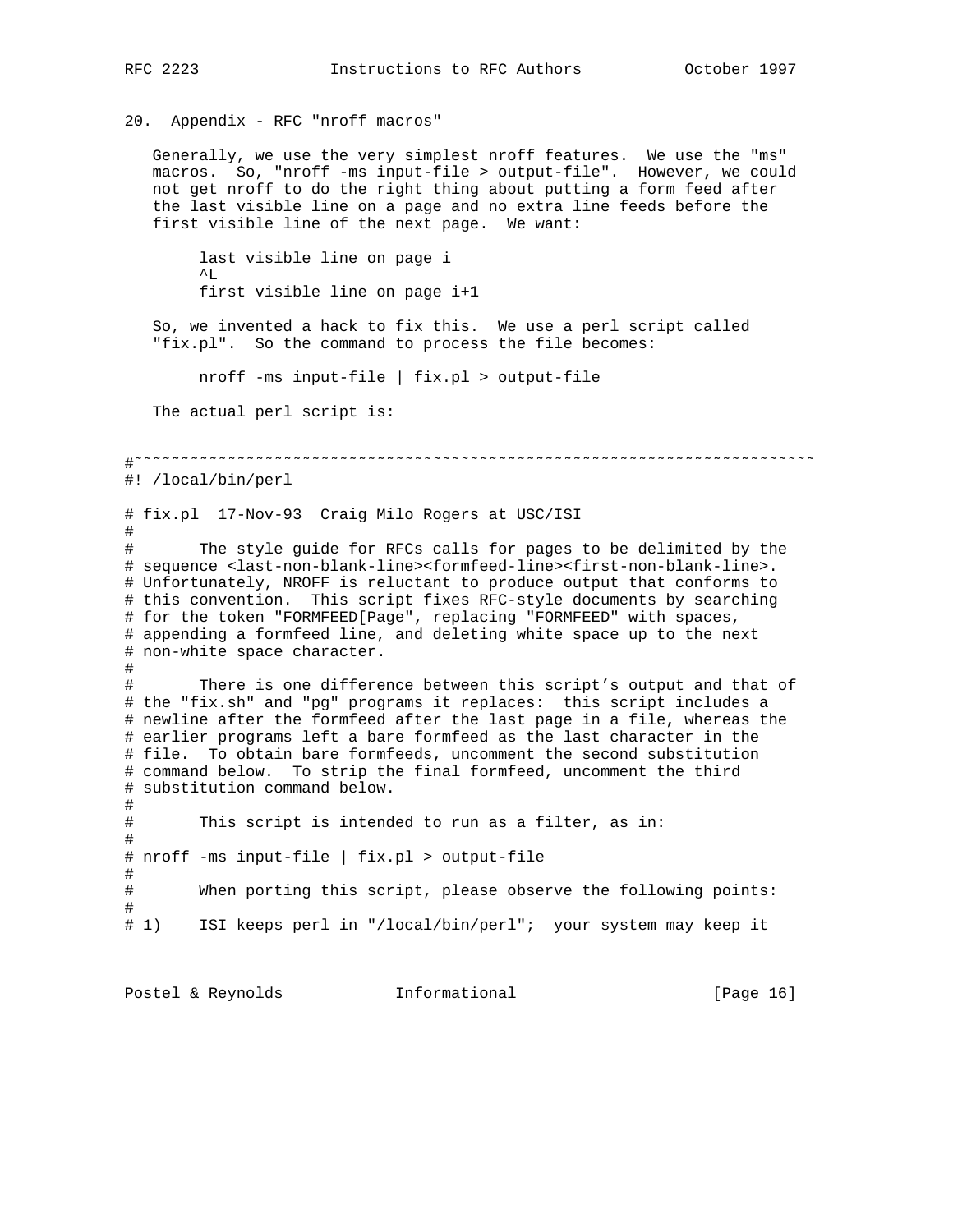## 20. Appendix - RFC "nroff macros"

Generally, we use the very simplest nroff features. We use the "ms" macros. So, "nroff -ms input-file > output-file". However, we could not get nroff to do the right thing about putting a form feed after the last visible line on a page and no extra line feeds before the first visible line of the next page. We want:

```
last visible line on page i
^L
first visible line on page i+1
```

So, we invented a hack to fix this. We use a perl script called "fix.pl". So the command to process the file becomes:

```
nroff -ms input-file | fix.pl > output-file
```

The actual perl script is:

```
#~~~~~~~~~~~~~~~~~~~~~~~~~~~~~~~~~~~~~~~~~~~~~~~~~~~~~~~~~~~~~~~~~~~~~~~~~~
#! /local/bin/perl

# fix.pl  17-Nov-93  Craig Milo Rogers at USC/ISI
#
#       The style guide for RFCs calls for pages to be delimited by the
# sequence <last-non-blank-line><formfeed-line><first-non-blank-line>.
# Unfortunately, NROFF is reluctant to produce output that conforms to
# this convention.  This script fixes RFC-style documents by searching
# for the token "FORMFEED[Page", replacing "FORMFEED" with spaces,
# appending a formfeed line, and deleting white space up to the next
# non-white space character.
#
#       There is one difference between this script's output and that of
# the "fix.sh" and "pg" programs it replaces:  this script includes a
# newline after the formfeed after the last page in a file, whereas the
# earlier programs left a bare formfeed as the last character in the
# file.  To obtain bare formfeeds, uncomment the second substitution
# command below.  To strip the final formfeed, uncomment the third
# substitution command below.
#
#       This script is intended to run as a filter, as in:
#
# nroff -ms input-file | fix.pl > output-file
#
#       When porting this script, please observe the following points:
#
# 1)    ISI keeps perl in "/local/bin/perl";  your system may keep it
```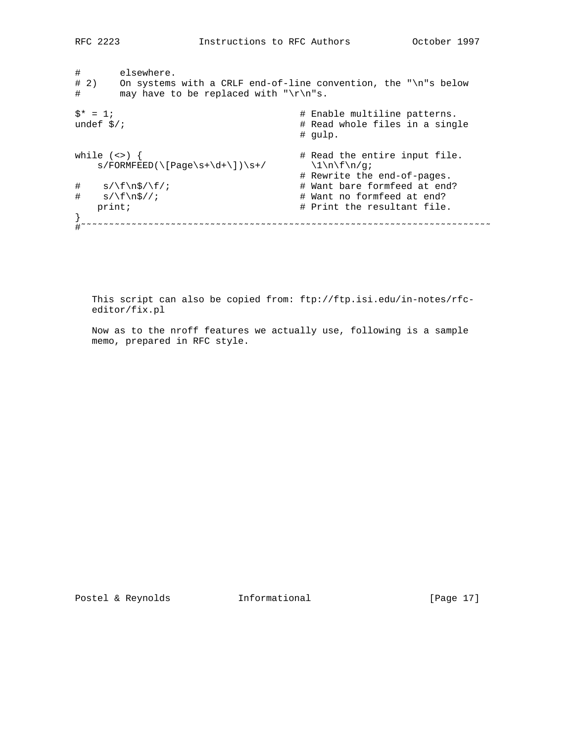```
#       elsewhere.
# 2)    On systems with a CRLF end-of-line convention, the "\n"s below
#       may have to be replaced with "\r\n"s.

$* = 1;                                 # Enable multiline patterns.
undef $/;                               # Read whole files in a single
                                        # gulp.

while (<>) {                            # Read the entire input file.
    s/FORMFEED(\[Page\s+\d+\])\s+/        \1\n\f\n/g;
                                        # Rewrite the end-of-pages.
#    s/\f\n$/\f/;                       # Want bare formfeed at end?
#    s/\f\n$//;                         # Want no formfeed at end?
    print;                              # Print the resultant file.
}
#~~~~~~~~~~~~~~~~~~~~~~~~~~~~~~~~~~~~~~~~~~~~~~~~~~~~~~~~~~~~~~~~~~~~~~~~~~
```

This script can also be copied from: ftp://ftp.isi.edu/in-notes/rfc-editor/fix.pl

Now as to the nroff features we actually use, following is a sample memo, prepared in RFC style.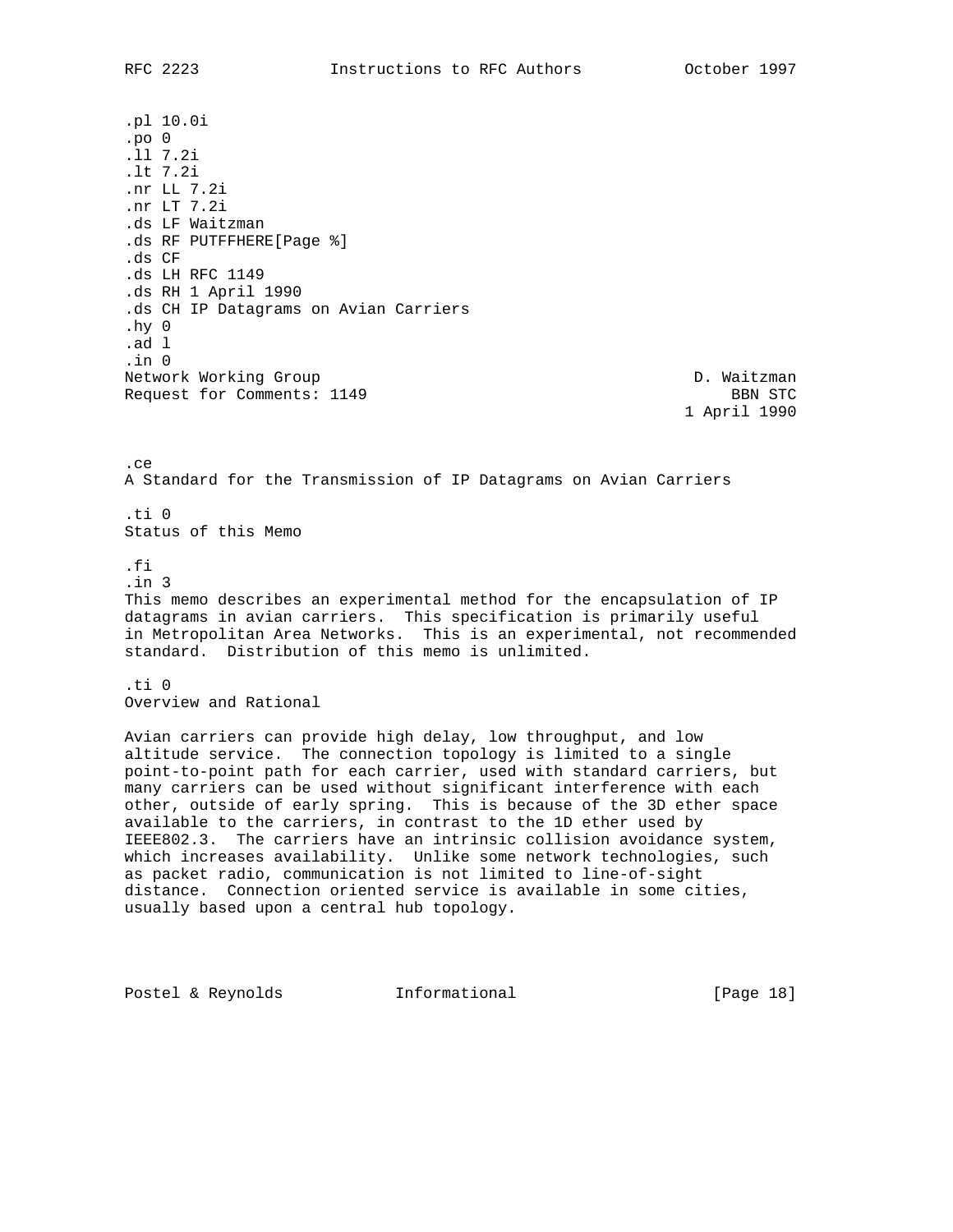```
.pl 10.0i
.po 0
.ll 7.2i
.lt 7.2i
.nr LL 7.2i
.nr LT 7.2i
.ds LF Waitzman
.ds RF PUTFFHERE[Page %]
.ds CF
.ds LH RFC 1149
.ds RH 1 April 1990
.ds CH IP Datagrams on Avian Carriers
.hy 0
.ad l
.in 0
Network Working Group                                        D. Waitzman
Request for Comments: 1149                                       BBN STC
                                                            1 April 1990


.ce
A Standard for the Transmission of IP Datagrams on Avian Carriers

.ti 0
Status of this Memo

.fi
.in 3
This memo describes an experimental method for the encapsulation of IP
datagrams in avian carriers.  This specification is primarily useful
in Metropolitan Area Networks.  This is an experimental, not recommended
standard.  Distribution of this memo is unlimited.

.ti 0
Overview and Rational

Avian carriers can provide high delay, low throughput, and low
altitude service.  The connection topology is limited to a single
point-to-point path for each carrier, used with standard carriers, but
many carriers can be used without significant interference with each
other, outside of early spring.  This is because of the 3D ether space
available to the carriers, in contrast to the 1D ether used by
IEEE802.3.  The carriers have an intrinsic collision avoidance system,
which increases availability.  Unlike some network technologies, such
as packet radio, communication is not limited to line-of-sight
distance.  Connection oriented service is available in some cities,
usually based upon a central hub topology.
```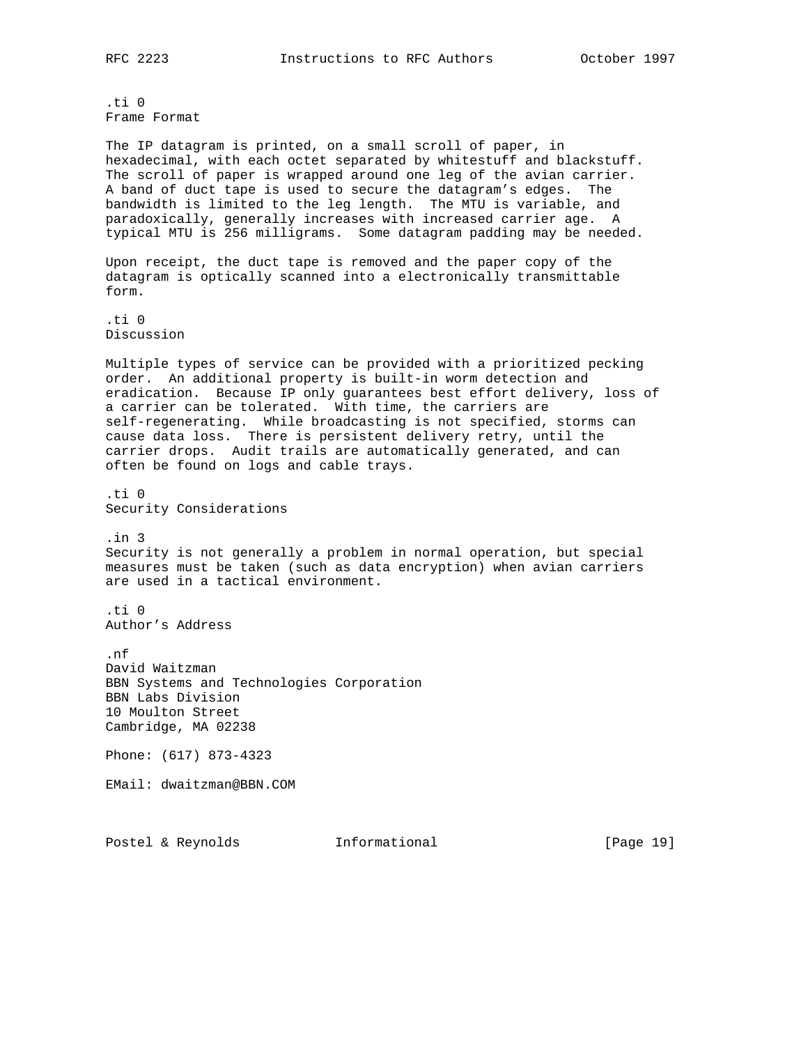.ti 0
Frame Format

The IP datagram is printed, on a small scroll of paper, in hexadecimal, with each octet separated by whitestuff and blackstuff. The scroll of paper is wrapped around one leg of the avian carrier. A band of duct tape is used to secure the datagram's edges. The bandwidth is limited to the leg length. The MTU is variable, and paradoxically, generally increases with increased carrier age. A typical MTU is 256 milligrams. Some datagram padding may be needed.

Upon receipt, the duct tape is removed and the paper copy of the datagram is optically scanned into a electronically transmittable form.

.ti 0
Discussion

Multiple types of service can be provided with a prioritized pecking order. An additional property is built-in worm detection and eradication. Because IP only guarantees best effort delivery, loss of a carrier can be tolerated. With time, the carriers are self-regenerating. While broadcasting is not specified, storms can cause data loss. There is persistent delivery retry, until the carrier drops. Audit trails are automatically generated, and can often be found on logs and cable trays.

.ti 0
Security Considerations

.in 3
Security is not generally a problem in normal operation, but special measures must be taken (such as data encryption) when avian carriers are used in a tactical environment.

.ti 0
Author's Address

.nf
David Waitzman
BBN Systems and Technologies Corporation
BBN Labs Division
10 Moulton Street
Cambridge, MA 02238

Phone: (617) 873-4323

EMail: dwaitzman@BBN.COM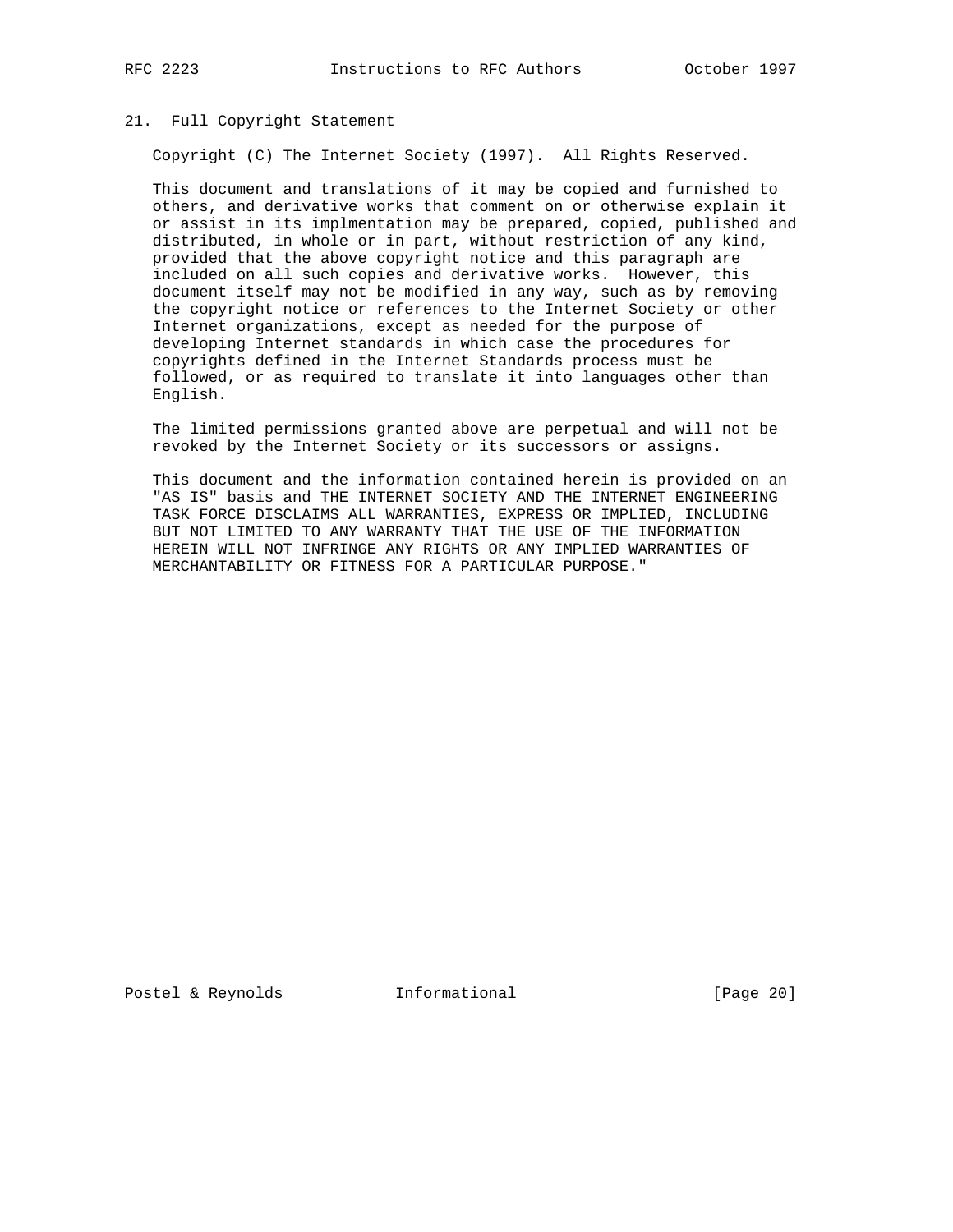## 21. Full Copyright Statement

Copyright (C) The Internet Society (1997). All Rights Reserved.

This document and translations of it may be copied and furnished to others, and derivative works that comment on or otherwise explain it or assist in its implmentation may be prepared, copied, published and distributed, in whole or in part, without restriction of any kind, provided that the above copyright notice and this paragraph are included on all such copies and derivative works. However, this document itself may not be modified in any way, such as by removing the copyright notice or references to the Internet Society or other Internet organizations, except as needed for the purpose of developing Internet standards in which case the procedures for copyrights defined in the Internet Standards process must be followed, or as required to translate it into languages other than English.

The limited permissions granted above are perpetual and will not be revoked by the Internet Society or its successors or assigns.

This document and the information contained herein is provided on an "AS IS" basis and THE INTERNET SOCIETY AND THE INTERNET ENGINEERING TASK FORCE DISCLAIMS ALL WARRANTIES, EXPRESS OR IMPLIED, INCLUDING BUT NOT LIMITED TO ANY WARRANTY THAT THE USE OF THE INFORMATION HEREIN WILL NOT INFRINGE ANY RIGHTS OR ANY IMPLIED WARRANTIES OF MERCHANTABILITY OR FITNESS FOR A PARTICULAR PURPOSE."